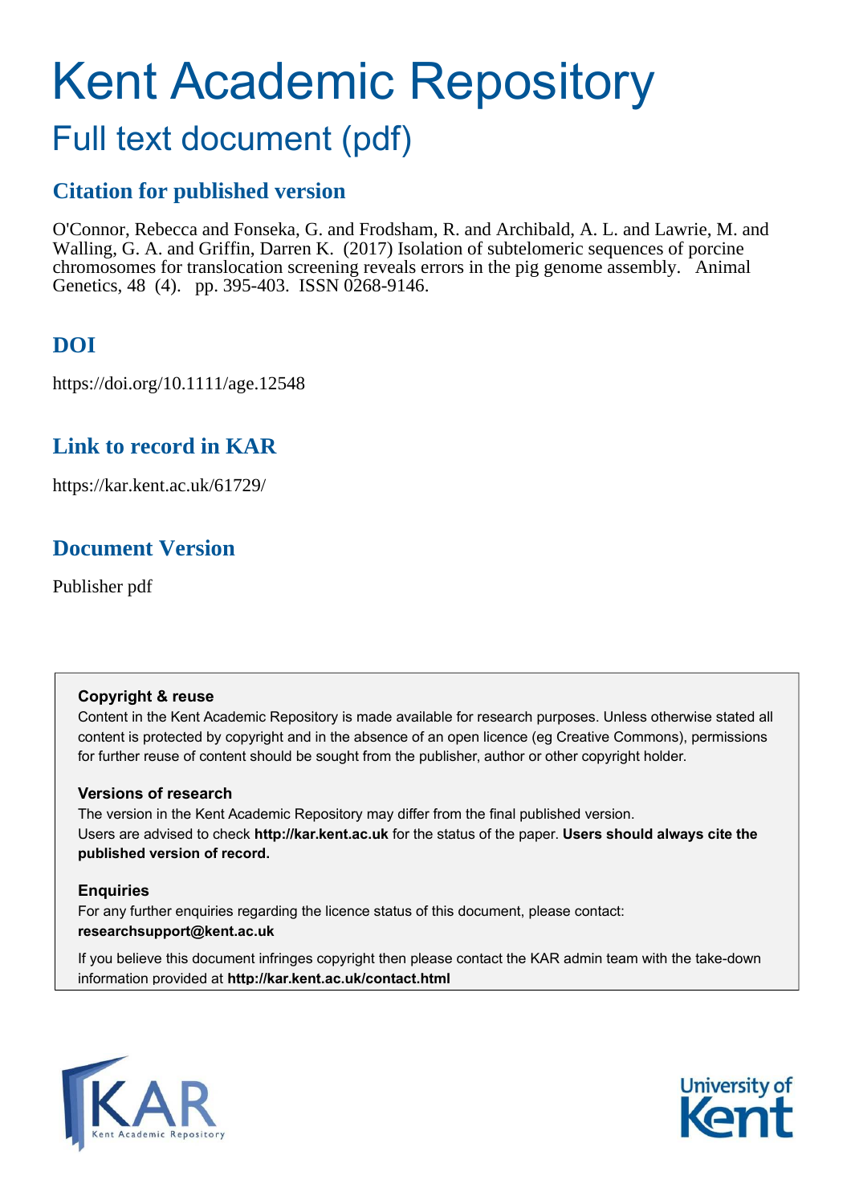# Kent Academic Repository

## Full text document (pdf)

## Citation for published version

O'Connor, Rebecca and Fonseka, G. and Frodsham, R. and Archibald, A. L. and Lawrie, M. and Walling, G. A. and Griffin, Darren K. (2017) Isolation of subtelomeric sequences of porcine chromosomes for translocation screening reveals errors in the pig genome assembly. Animal Genetics, 48 (4). pp. 395-403. ISSN 0268-9146.

## DOI

https://doi.org/10.1111/age.12548

## Link to record in KAR

https://kar.kent.ac.uk/61729/

## Document Version

Publisher pdf

**Copyright & reuse**

Content in the Kent Academic Repository is made available for research purposes. Unless otherwise stated all content is protected by copyright and in the absence of an open licence (eg Creative Commons), permissions for further reuse of content should be sought from the publisher, author or other copyright holder.

**Versions of research**

The version in the Kent Academic Repository may differ from the final published version. Users are advised to check **http://kar.kent.ac.uk** for the status of the paper. **Users should always cite the published version of record.**

**Enquiries**

For any further enquiries regarding the licence status of this document, please contact: **researchsupport@kent.ac.uk**

If you believe this document infringes copyright then please contact the KAR admin team with the take-down information provided at **http://kar.kent.ac.uk/contact.html**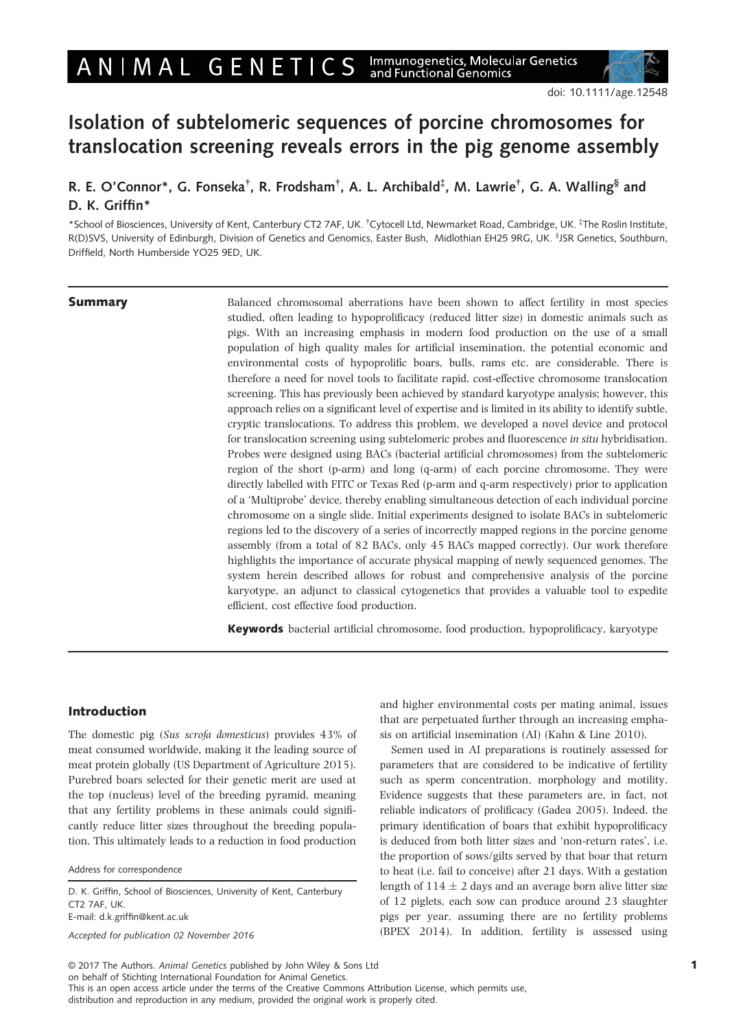# Isolation of subtelomeric sequences of porcine chromosomes for translocation screening reveals errors in the pig genome assembly

**R. E. O'Connor*, G. Fonseka[†], R. Frodsham[†], A. L. Archibald[‡], M. Lawrie[†], G. A. Walling[§] and D. K. Griffin***

*School of Biosciences, University of Kent, Canterbury CT2 7AF, UK. [†]Cytocell Ltd, Newmarket Road, Cambridge, UK. [‡]The Roslin Institute, R(D)SVS, University of Edinburgh, Division of Genetics and Genomics, Easter Bush, Midlothian EH25 9RG, UK. [§]JSR Genetics, Southburn, Driffield, North Humberside YO25 9ED, UK.

## Summary

Balanced chromosomal aberrations have been shown to affect fertility in most species studied, often leading to hypoprolificacy (reduced litter size) in domestic animals such as pigs. With an increasing emphasis in modern food production on the use of a small population of high quality males for artificial insemination, the potential economic and environmental costs of hypoprolific boars, bulls, rams etc. are considerable. There is therefore a need for novel tools to facilitate rapid, cost-effective chromosome translocation screening. This has previously been achieved by standard karyotype analysis; however, this approach relies on a significant level of expertise and is limited in its ability to identify subtle, cryptic translocations. To address this problem, we developed a novel device and protocol for translocation screening using subtelomeric probes and fluorescence *in situ* hybridisation. Probes were designed using BACs (bacterial artificial chromosomes) from the subtelomeric region of the short (p-arm) and long (q-arm) of each porcine chromosome. They were directly labelled with FITC or Texas Red (p-arm and q-arm respectively) prior to application of a 'Multiprobe' device, thereby enabling simultaneous detection of each individual porcine chromosome on a single slide. Initial experiments designed to isolate BACs in subtelomeric regions led to the discovery of a series of incorrectly mapped regions in the porcine genome assembly (from a total of 82 BACs, only 45 BACs mapped correctly). Our work therefore highlights the importance of accurate physical mapping of newly sequenced genomes. The system herein described allows for robust and comprehensive analysis of the porcine karyotype, an adjunct to classical cytogenetics that provides a valuable tool to expedite efficient, cost effective food production.

**Keywords** bacterial artificial chromosome, food production, hypoprolificacy, karyotype

## Introduction

The domestic pig (*Sus scrofa domesticus*) provides 43% of meat consumed worldwide, making it the leading source of meat protein globally (US Department of Agriculture 2015). Purebred boars selected for their genetic merit are used at the top (nucleus) level of the breeding pyramid, meaning that any fertility problems in these animals could significantly reduce litter sizes throughout the breeding population. This ultimately leads to a reduction in food production and higher environmental costs per mating animal, issues that are perpetuated further through an increasing emphasis on artificial insemination (AI) (Kahn & Line 2010).

Semen used in AI preparations is routinely assessed for parameters that are considered to be indicative of fertility such as sperm concentration, morphology and motility. Evidence suggests that these parameters are, in fact, not reliable indicators of prolificacy (Gadea 2005). Indeed, the primary identification of boars that exhibit hypoprolificacy is deduced from both litter sizes and 'non-return rates', i.e. the proportion of sows/gilts served by that boar that return to heat (i.e. fail to conceive) after 21 days. With a gestation length of 114 ± 2 days and an average born alive litter size of 12 piglets, each sow can produce around 23 slaughter pigs per year, assuming there are no fertility problems (BPEX 2014). In addition, fertility is assessed using

Address for correspondence

D. K. Griffin, School of Biosciences, University of Kent, Canterbury CT2 7AF, UK.
E-mail: d.k.griffin@kent.ac.uk

*Accepted for publication 02 November 2016*

© 2017 The Authors. *Animal Genetics* published by John Wiley & Sons Ltd on behalf of Stichting International Foundation for Animal Genetics.
This is an open access article under the terms of the Creative Commons Attribution License, which permits use, distribution and reproduction in any medium, provided the original work is properly cited.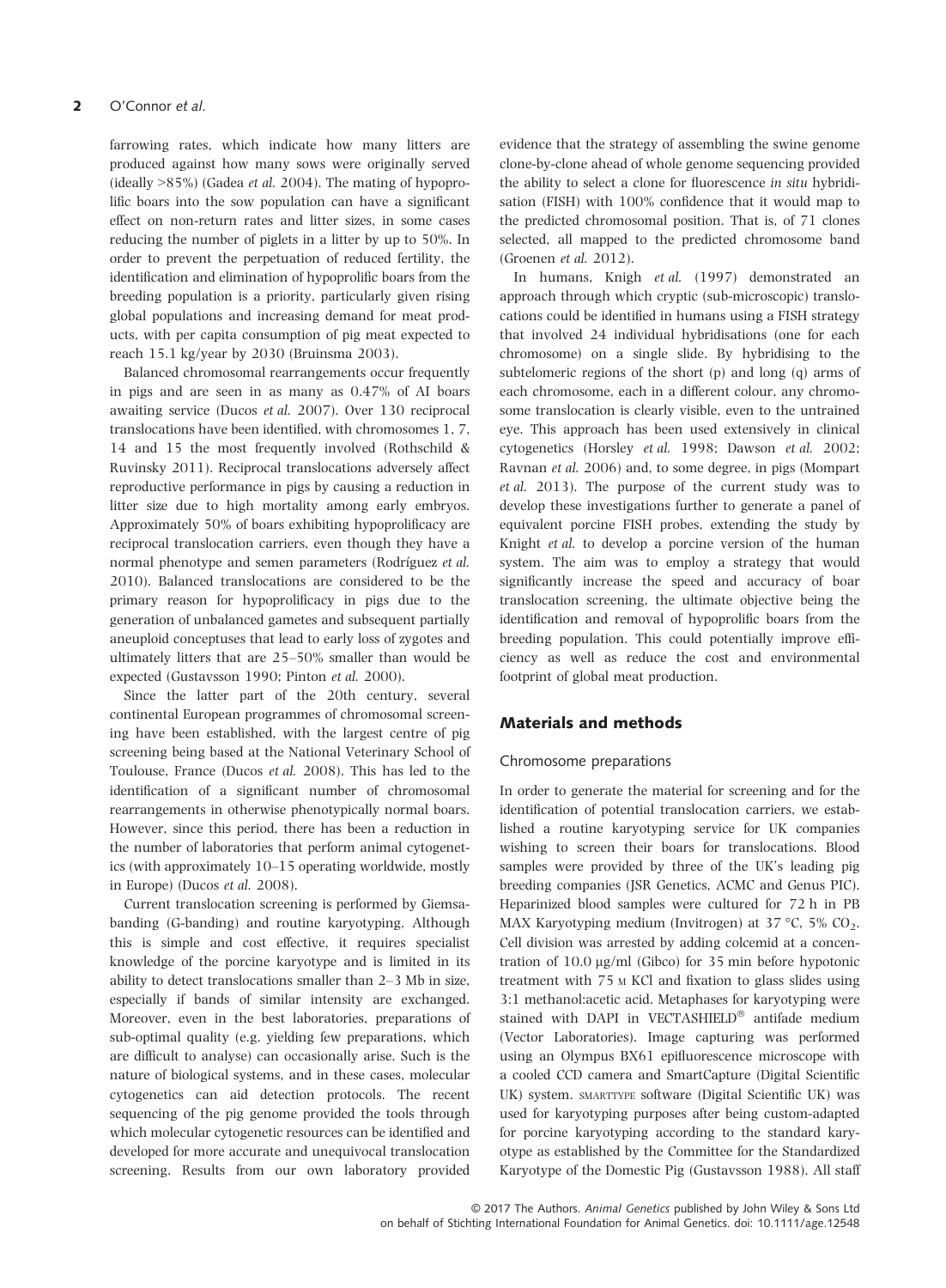farrowing rates, which indicate how many litters are produced against how many sows were originally served (ideally >85%) (Gadea *et al.* 2004). The mating of hypoprolific boars into the sow population can have a significant effect on non-return rates and litter sizes, in some cases reducing the number of piglets in a litter by up to 50%. In order to prevent the perpetuation of reduced fertility, the identification and elimination of hypoprolific boars from the breeding population is a priority, particularly given rising global populations and increasing demand for meat products, with per capita consumption of pig meat expected to reach 15.1 kg/year by 2030 (Bruinsma 2003).

Balanced chromosomal rearrangements occur frequently in pigs and are seen in as many as 0.47% of AI boars awaiting service (Ducos *et al.* 2007). Over 130 reciprocal translocations have been identified, with chromosomes 1, 7, 14 and 15 the most frequently involved (Rothschild & Ruvinsky 2011). Reciprocal translocations adversely affect reproductive performance in pigs by causing a reduction in litter size due to high mortality among early embryos. Approximately 50% of boars exhibiting hypoprolificacy are reciprocal translocation carriers, even though they have a normal phenotype and semen parameters (Rodríguez *et al.* 2010). Balanced translocations are considered to be the primary reason for hypoprolificacy in pigs due to the generation of unbalanced gametes and subsequent partially aneuploid conceptuses that lead to early loss of zygotes and ultimately litters that are 25–50% smaller than would be expected (Gustavsson 1990; Pinton *et al.* 2000).

Since the latter part of the 20th century, several continental European programmes of chromosomal screening have been established, with the largest centre of pig screening being based at the National Veterinary School of Toulouse, France (Ducos *et al.* 2008). This has led to the identification of a significant number of chromosomal rearrangements in otherwise phenotypically normal boars. However, since this period, there has been a reduction in the number of laboratories that perform animal cytogenetics (with approximately 10–15 operating worldwide, mostly in Europe) (Ducos *et al.* 2008).

Current translocation screening is performed by Giemsa-banding (G-banding) and routine karyotyping. Although this is simple and cost effective, it requires specialist knowledge of the porcine karyotype and is limited in its ability to detect translocations smaller than 2–3 Mb in size, especially if bands of similar intensity are exchanged. Moreover, even in the best laboratories, preparations of sub-optimal quality (e.g. yielding few preparations, which are difficult to analyse) can occasionally arise. Such is the nature of biological systems, and in these cases, molecular cytogenetics can aid detection protocols. The recent sequencing of the pig genome provided the tools through which molecular cytogenetic resources can be identified and developed for more accurate and unequivocal translocation screening. Results from our own laboratory provided evidence that the strategy of assembling the swine genome clone-by-clone ahead of whole genome sequencing provided the ability to select a clone for fluorescence *in situ* hybridisation (FISH) with 100% confidence that it would map to the predicted chromosomal position. That is, of 71 clones selected, all mapped to the predicted chromosome band (Groenen *et al.* 2012).

In humans, Knigh *et al.* (1997) demonstrated an approach through which cryptic (sub-microscopic) translocations could be identified in humans using a FISH strategy that involved 24 individual hybridisations (one for each chromosome) on a single slide. By hybridising to the subtelomeric regions of the short (p) and long (q) arms of each chromosome, each in a different colour, any chromosome translocation is clearly visible, even to the untrained eye. This approach has been used extensively in clinical cytogenetics (Horsley *et al.* 1998; Dawson *et al.* 2002; Ravnan *et al.* 2006) and, to some degree, in pigs (Mompart *et al.* 2013). The purpose of the current study was to develop these investigations further to generate a panel of equivalent porcine FISH probes, extending the study by Knight *et al.* to develop a porcine version of the human system. The aim was to employ a strategy that would significantly increase the speed and accuracy of boar translocation screening, the ultimate objective being the identification and removal of hypoprolific boars from the breeding population. This could potentially improve efficiency as well as reduce the cost and environmental footprint of global meat production.

## Materials and methods

### Chromosome preparations

In order to generate the material for screening and for the identification of potential translocation carriers, we established a routine karyotyping service for UK companies wishing to screen their boars for translocations. Blood samples were provided by three of the UK's leading pig breeding companies (JSR Genetics, ACMC and Genus PIC). Heparinized blood samples were cultured for 72 h in PB MAX Karyotyping medium (Invitrogen) at 37 °C, 5% $CO_2$. Cell division was arrested by adding colcemid at a concentration of 10.0 μg/ml (Gibco) for 35 min before hypotonic treatment with 75 M KCl and fixation to glass slides using 3:1 methanol:acetic acid. Metaphases for karyotyping were stained with DAPI in VECTASHIELD® antifade medium (Vector Laboratories). Image capturing was performed using an Olympus BX61 epifluorescence microscope with a cooled CCD camera and SmartCapture (Digital Scientific UK) system. SMARTTYPE software (Digital Scientific UK) was used for karyotyping purposes after being custom-adapted for porcine karyotyping according to the standard karyotype as established by the Committee for the Standardized Karyotype of the Domestic Pig (Gustavsson 1988). All staff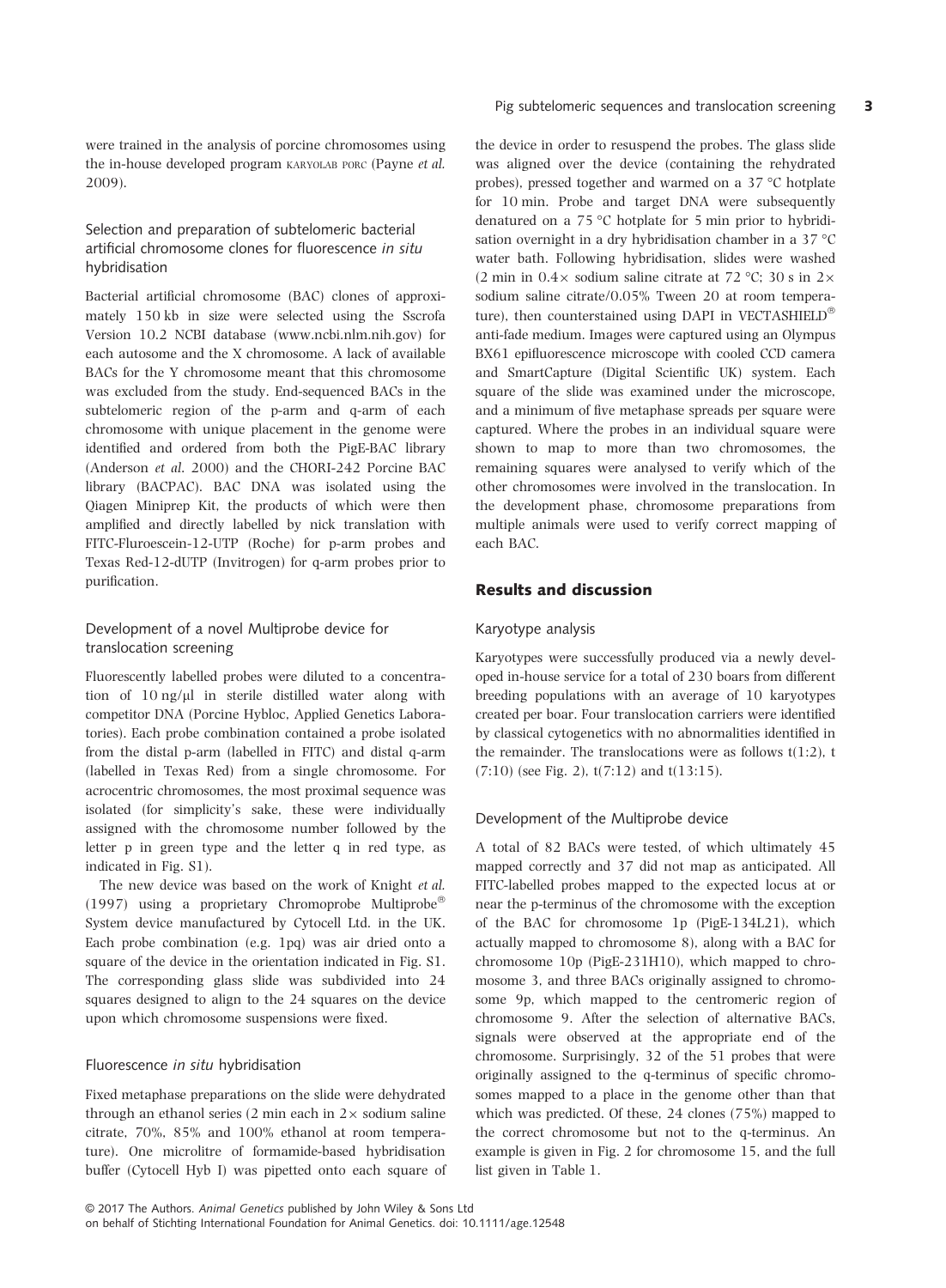were trained in the analysis of porcine chromosomes using the in-house developed program KARYOLAB PORC (Payne *et al.* 2009).

### Selection and preparation of subtelomeric bacterial artificial chromosome clones for fluorescence *in situ* hybridisation

Bacterial artificial chromosome (BAC) clones of approximately 150 kb in size were selected using the Sscrofa Version 10.2 NCBI database (www.ncbi.nlm.nih.gov) for each autosome and the X chromosome. A lack of available BACs for the Y chromosome meant that this chromosome was excluded from the study. End-sequenced BACs in the subtelomeric region of the p-arm and q-arm of each chromosome with unique placement in the genome were identified and ordered from both the PigE-BAC library (Anderson *et al.* 2000) and the CHORI-242 Porcine BAC library (BACPAC). BAC DNA was isolated using the Qiagen Miniprep Kit, the products of which were then amplified and directly labelled by nick translation with FITC-Fluroescein-12-UTP (Roche) for p-arm probes and Texas Red-12-dUTP (Invitrogen) for q-arm probes prior to purification.

### Development of a novel Multiprobe device for translocation screening

Fluorescently labelled probes were diluted to a concentration of 10 ng/μl in sterile distilled water along with competitor DNA (Porcine Hybloc, Applied Genetics Laboratories). Each probe combination contained a probe isolated from the distal p-arm (labelled in FITC) and distal q-arm (labelled in Texas Red) from a single chromosome. For acrocentric chromosomes, the most proximal sequence was isolated (for simplicity's sake, these were individually assigned with the chromosome number followed by the letter p in green type and the letter q in red type, as indicated in Fig. S1).

The new device was based on the work of Knight *et al.* (1997) using a proprietary Chromoprobe Multiprobe® System device manufactured by Cytocell Ltd. in the UK. Each probe combination (e.g. 1pq) was air dried onto a square of the device in the orientation indicated in Fig. S1. The corresponding glass slide was subdivided into 24 squares designed to align to the 24 squares on the device upon which chromosome suspensions were fixed.

### Fluorescence *in situ* hybridisation

Fixed metaphase preparations on the slide were dehydrated through an ethanol series (2 min each in 2× sodium saline citrate, 70%, 85% and 100% ethanol at room temperature). One microlitre of formamide-based hybridisation buffer (Cytocell Hyb I) was pipetted onto each square of the device in order to resuspend the probes. The glass slide was aligned over the device (containing the rehydrated probes), pressed together and warmed on a 37 °C hotplate for 10 min. Probe and target DNA were subsequently denatured on a 75 °C hotplate for 5 min prior to hybridisation overnight in a dry hybridisation chamber in a 37 °C water bath. Following hybridisation, slides were washed (2 min in 0.4× sodium saline citrate at 72 °C; 30 s in 2× sodium saline citrate/0.05% Tween 20 at room temperature), then counterstained using DAPI in VECTASHIELD® anti-fade medium. Images were captured using an Olympus BX61 epifluorescence microscope with cooled CCD camera and SmartCapture (Digital Scientific UK) system. Each square of the slide was examined under the microscope, and a minimum of five metaphase spreads per square were captured. Where the probes in an individual square were shown to map to more than two chromosomes, the remaining squares were analysed to verify which of the other chromosomes were involved in the translocation. In the development phase, chromosome preparations from multiple animals were used to verify correct mapping of each BAC.

## Results and discussion

### Karyotype analysis

Karyotypes were successfully produced via a newly developed in-house service for a total of 230 boars from different breeding populations with an average of 10 karyotypes created per boar. Four translocation carriers were identified by classical cytogenetics with no abnormalities identified in the remainder. The translocations were as follows t(1:2), t (7:10) (see Fig. 2), t(7:12) and t(13:15).

### Development of the Multiprobe device

A total of 82 BACs were tested, of which ultimately 45 mapped correctly and 37 did not map as anticipated. All FITC-labelled probes mapped to the expected locus at or near the p-terminus of the chromosome with the exception of the BAC for chromosome 1p (PigE-134L21), which actually mapped to chromosome 8), along with a BAC for chromosome 10p (PigE-231H10), which mapped to chromosome 3, and three BACs originally assigned to chromosome 9p, which mapped to the centromeric region of chromosome 9. After the selection of alternative BACs, signals were observed at the appropriate end of the chromosome. Surprisingly, 32 of the 51 probes that were originally assigned to the q-terminus of specific chromosomes mapped to a place in the genome other than that which was predicted. Of these, 24 clones (75%) mapped to the correct chromosome but not to the q-terminus. An example is given in Fig. 2 for chromosome 15, and the full list given in Table 1.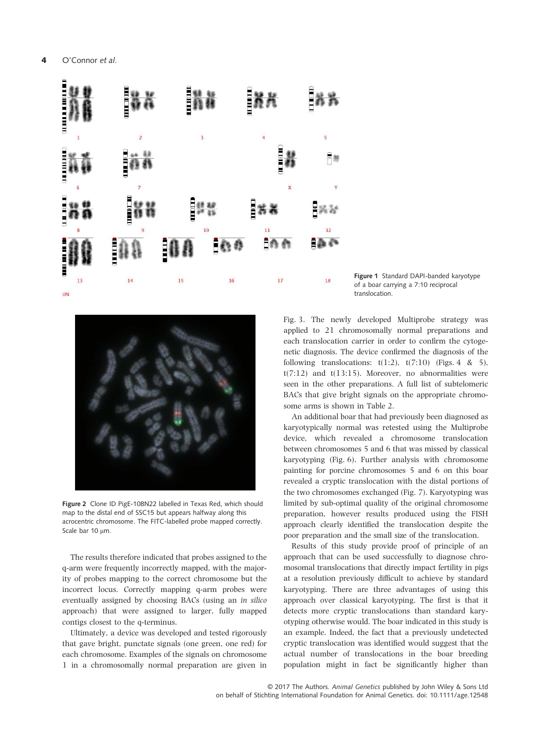Figure 1 Standard DAPI-banded karyotype of a boar carrying a 7:10 reciprocal translocation.

Figure 2 Clone ID PigE-108N22 labelled in Texas Red, which should map to the distal end of SSC15 but appears halfway along this acrocentric chromosome. The FITC-labelled probe mapped correctly. Scale bar 10 μm.

The results therefore indicated that probes assigned to the q-arm were frequently incorrectly mapped, with the majority of probes mapping to the correct chromosome but the incorrect locus. Correctly mapping q-arm probes were eventually assigned by choosing BACs (using an *in silico* approach) that were assigned to larger, fully mapped contigs closest to the q-terminus.

Ultimately, a device was developed and tested rigorously that gave bright, punctate signals (one green, one red) for each chromosome. Examples of the signals on chromosome 1 in a chromosomally normal preparation are given in Fig. 3. The newly developed Multiprobe strategy was applied to 21 chromosomally normal preparations and each translocation carrier in order to confirm the cytogenetic diagnosis. The device confirmed the diagnosis of the following translocations: t(1:2), t(7:10) (Figs. 4 & 5), t(7:12) and t(13:15). Moreover, no abnormalities were seen in the other preparations. A full list of subtelomeric BACs that give bright signals on the appropriate chromosome arms is shown in Table 2.

An additional boar that had previously been diagnosed as karyotypically normal was retested using the Multiprobe device, which revealed a chromosome translocation between chromosomes 5 and 6 that was missed by classical karyotyping (Fig. 6). Further analysis with chromosome painting for porcine chromosomes 5 and 6 on this boar revealed a cryptic translocation with the distal portions of the two chromosomes exchanged (Fig. 7). Karyotyping was limited by sub-optimal quality of the original chromosome preparation, however results produced using the FISH approach clearly identified the translocation despite the poor preparation and the small size of the translocation.

Results of this study provide proof of principle of an approach that can be used successfully to diagnose chromosomal translocations that directly impact fertility in pigs at a resolution previously difficult to achieve by standard karyotyping. There are three advantages of using this approach over classical karyotyping. The first is that it detects more cryptic translocations than standard karyotyping otherwise would. The boar indicated in this study is an example. Indeed, the fact that a previously undetected cryptic translocation was identified would suggest that the actual number of translocations in the boar breeding population might in fact be significantly higher than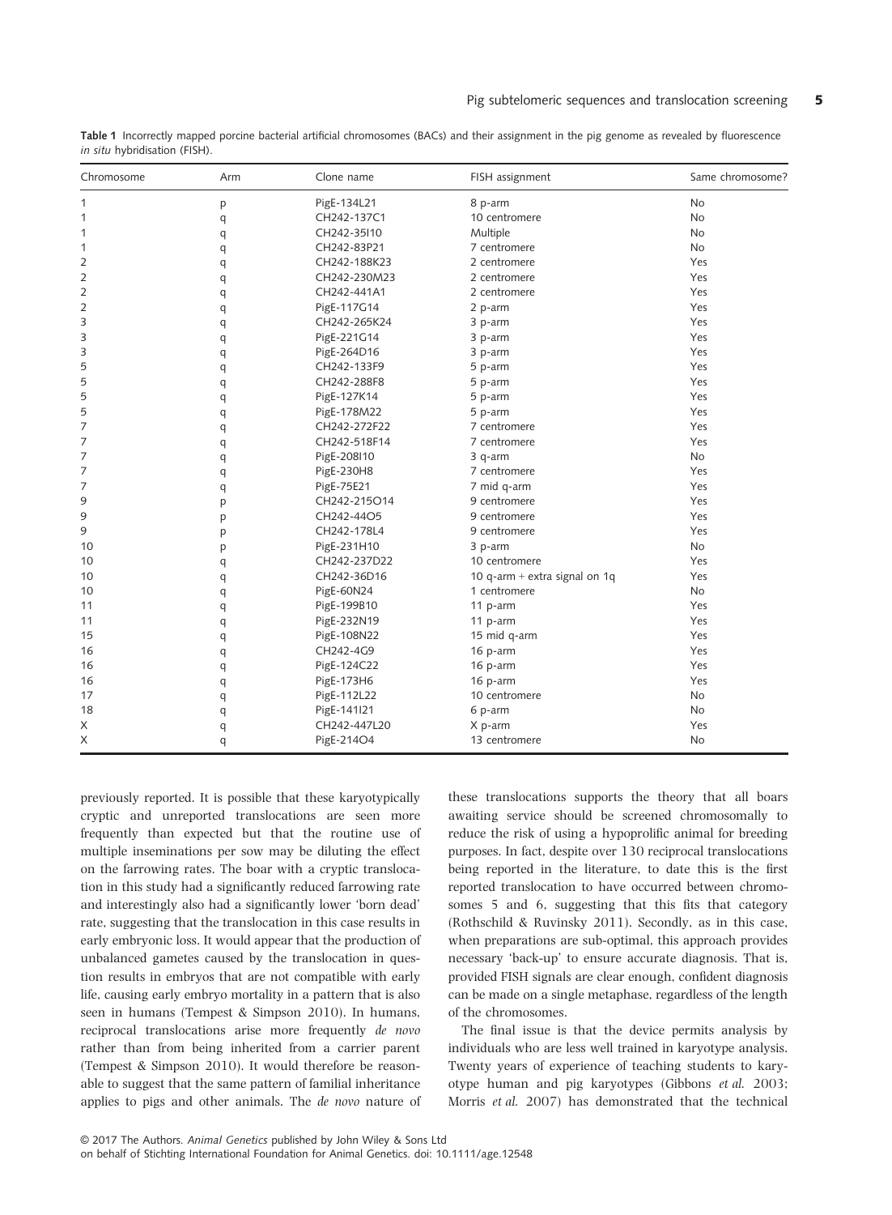Table 1 Incorrectly mapped porcine bacterial artificial chromosomes (BACs) and their assignment in the pig genome as revealed by fluorescence *in situ* hybridisation (FISH).

| Chromosome | Arm | Clone name | FISH assignment | Same chromosome? |
|---|---|---|---|---|
| 1 | p | PigE-134L21 | 8 p-arm | No |
| 1 | q | CH242-137C1 | 10 centromere | No |
| 1 | q | CH242-35I10 | Multiple | No |
| 1 | q | CH242-83P21 | 7 centromere | No |
| 2 | q | CH242-188K23 | 2 centromere | Yes |
| 2 | q | CH242-230M23 | 2 centromere | Yes |
| 2 | q | CH242-441A1 | 2 centromere | Yes |
| 2 | q | PigE-117G14 | 2 p-arm | Yes |
| 3 | q | CH242-265K24 | 3 p-arm | Yes |
| 3 | q | PigE-221G14 | 3 p-arm | Yes |
| 3 | q | PigE-264D16 | 3 p-arm | Yes |
| 5 | q | CH242-133F9 | 5 p-arm | Yes |
| 5 | q | CH242-288F8 | 5 p-arm | Yes |
| 5 | q | PigE-127K14 | 5 p-arm | Yes |
| 5 | q | PigE-178M22 | 5 p-arm | Yes |
| 7 | q | CH242-272F22 | 7 centromere | Yes |
| 7 | q | CH242-518F14 | 7 centromere | Yes |
| 7 | q | PigE-208I10 | 3 q-arm | No |
| 7 | q | PigE-230H8 | 7 centromere | Yes |
| 7 | q | PigE-75E21 | 7 mid q-arm | Yes |
| 9 | p | CH242-215O14 | 9 centromere | Yes |
| 9 | p | CH242-44O5 | 9 centromere | Yes |
| 9 | p | CH242-178L4 | 9 centromere | Yes |
| 10 | p | PigE-231H10 | 3 p-arm | No |
| 10 | q | CH242-237D22 | 10 centromere | Yes |
| 10 | q | CH242-36D16 | 10 q-arm + extra signal on 1q | Yes |
| 10 | q | PigE-60N24 | 1 centromere | No |
| 11 | q | PigE-199B10 | 11 p-arm | Yes |
| 11 | q | PigE-232N19 | 11 p-arm | Yes |
| 15 | q | PigE-108N22 | 15 mid q-arm | Yes |
| 16 | q | CH242-4G9 | 16 p-arm | Yes |
| 16 | q | PigE-124C22 | 16 p-arm | Yes |
| 16 | q | PigE-173H6 | 16 p-arm | Yes |
| 17 | q | PigE-112L22 | 10 centromere | No |
| 18 | q | PigE-141I21 | 6 p-arm | No |
| X | q | CH242-447L20 | X p-arm | Yes |
| X | q | PigE-214O4 | 13 centromere | No |

previously reported. It is possible that these karyotypically cryptic and unreported translocations are seen more frequently than expected but that the routine use of multiple inseminations per sow may be diluting the effect on the farrowing rates. The boar with a cryptic translocation in this study had a significantly reduced farrowing rate and interestingly also had a significantly lower 'born dead' rate, suggesting that the translocation in this case results in early embryonic loss. It would appear that the production of unbalanced gametes caused by the translocation in question results in embryos that are not compatible with early life, causing early embryo mortality in a pattern that is also seen in humans (Tempest & Simpson 2010). In humans, reciprocal translocations arise more frequently *de novo* rather than from being inherited from a carrier parent (Tempest & Simpson 2010). It would therefore be reasonable to suggest that the same pattern of familial inheritance applies to pigs and other animals. The *de novo* nature of these translocations supports the theory that all boars awaiting service should be screened chromosomally to reduce the risk of using a hypoprolific animal for breeding purposes. In fact, despite over 130 reciprocal translocations being reported in the literature, to date this is the first reported translocation to have occurred between chromosomes 5 and 6, suggesting that this fits that category (Rothschild & Ruvinsky 2011). Secondly, as in this case, when preparations are sub-optimal, this approach provides necessary 'back-up' to ensure accurate diagnosis. That is, provided FISH signals are clear enough, confident diagnosis can be made on a single metaphase, regardless of the length of the chromosomes.

The final issue is that the device permits analysis by individuals who are less well trained in karyotype analysis. Twenty years of experience of teaching students to karyotype human and pig karyotypes (Gibbons *et al.* 2003; Morris *et al.* 2007) has demonstrated that the technical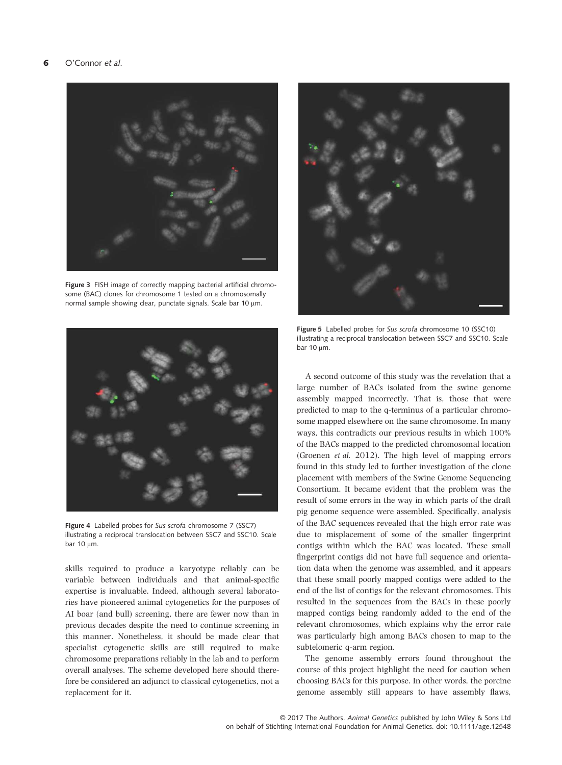Figure 3 FISH image of correctly mapping bacterial artificial chromosome (BAC) clones for chromosome 1 tested on a chromosomally normal sample showing clear, punctate signals. Scale bar 10 μm.

Figure 4 Labelled probes for *Sus scrofa* chromosome 7 (SSC7) illustrating a reciprocal translocation between SSC7 and SSC10. Scale bar 10 μm.

Figure 5 Labelled probes for *Sus scrofa* chromosome 10 (SSC10) illustrating a reciprocal translocation between SSC7 and SSC10. Scale bar 10 μm.

skills required to produce a karyotype reliably can be variable between individuals and that animal-specific expertise is invaluable. Indeed, although several laboratories have pioneered animal cytogenetics for the purposes of AI boar (and bull) screening, there are fewer now than in previous decades despite the need to continue screening in this manner. Nonetheless, it should be made clear that specialist cytogenetic skills are still required to make chromosome preparations reliably in the lab and to perform overall analyses. The scheme developed here should therefore be considered an adjunct to classical cytogenetics, not a replacement for it.

A second outcome of this study was the revelation that a large number of BACs isolated from the swine genome assembly mapped incorrectly. That is, those that were predicted to map to the q-terminus of a particular chromosome mapped elsewhere on the same chromosome. In many ways, this contradicts our previous results in which 100% of the BACs mapped to the predicted chromosomal location (Groenen *et al.* 2012). The high level of mapping errors found in this study led to further investigation of the clone placement with members of the Swine Genome Sequencing Consortium. It became evident that the problem was the result of some errors in the way in which parts of the draft pig genome sequence were assembled. Specifically, analysis of the BAC sequences revealed that the high error rate was due to misplacement of some of the smaller fingerprint contigs within which the BAC was located. These small fingerprint contigs did not have full sequence and orientation data when the genome was assembled, and it appears that these small poorly mapped contigs were added to the end of the list of contigs for the relevant chromosomes. This resulted in the sequences from the BACs in these poorly mapped contigs being randomly added to the end of the relevant chromosomes, which explains why the error rate was particularly high among BACs chosen to map to the subtelomeric q-arm region.

The genome assembly errors found throughout the course of this project highlight the need for caution when choosing BACs for this purpose. In other words, the porcine genome assembly still appears to have assembly flaws,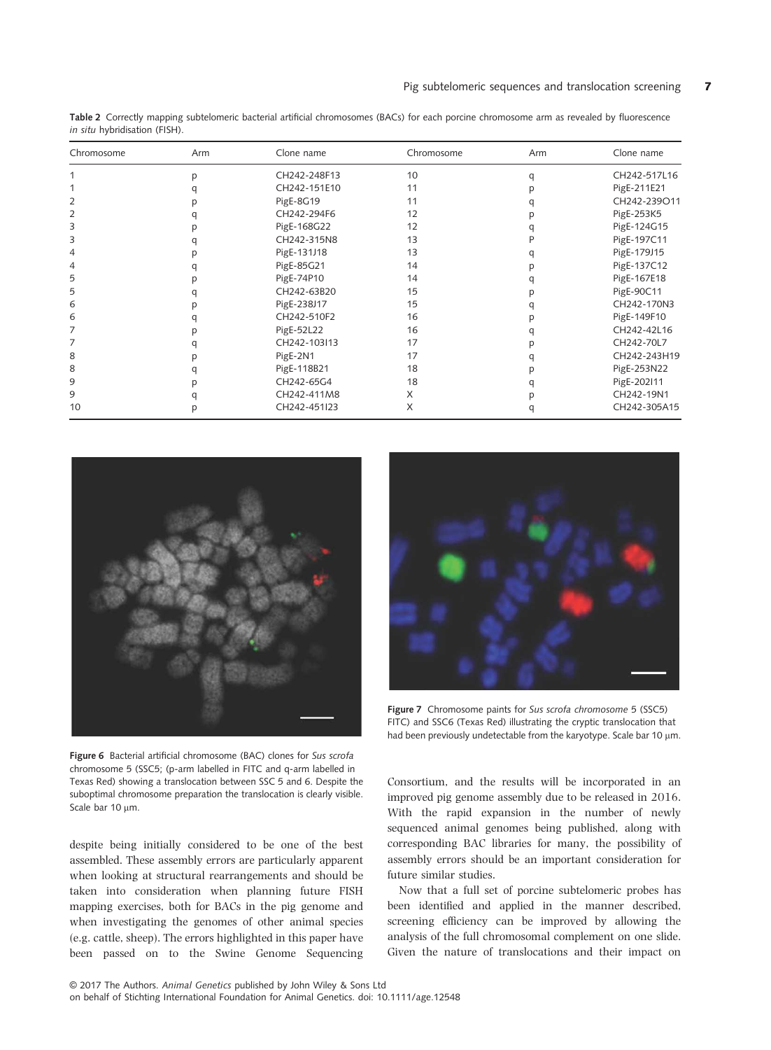**Table 2** Correctly mapping subtelomeric bacterial artificial chromosomes (BACs) for each porcine chromosome arm as revealed by fluorescence *in situ* hybridisation (FISH).

| Chromosome | Arm | Clone name | Chromosome | Arm | Clone name |
|---|---|---|---|---|---|
| 1 | p | CH242-248F13 | 10 | q | CH242-517L16 |
| 1 | q | CH242-151E10 | 11 | p | PigE-211E21 |
| 2 | p | PigE-8G19 | 11 | q | CH242-239O11 |
| 2 | q | CH242-294F6 | 12 | p | PigE-253K5 |
| 3 | p | PigE-168G22 | 12 | q | PigE-124G15 |
| 3 | q | CH242-315N8 | 13 | P | PigE-197C11 |
| 4 | p | PigE-131J18 | 13 | q | PigE-179J15 |
| 4 | q | PigE-85G21 | 14 | p | PigE-137C12 |
| 5 | p | PigE-74P10 | 14 | q | PigE-167E18 |
| 5 | q | CH242-63B20 | 15 | p | PigE-90C11 |
| 6 | p | PigE-238J17 | 15 | q | CH242-170N3 |
| 6 | q | CH242-510F2 | 16 | p | PigE-149F10 |
| 7 | p | PigE-52L22 | 16 | q | CH242-42L16 |
| 7 | q | CH242-103I13 | 17 | p | CH242-70L7 |
| 8 | p | PigE-2N1 | 17 | q | CH242-243H19 |
| 8 | q | PigE-118B21 | 18 | p | PigE-253N22 |
| 9 | p | CH242-65G4 | 18 | q | PigE-202I11 |
| 9 | q | CH242-411M8 | X | p | CH242-19N1 |
| 10 | p | CH242-451I23 | X | q | CH242-305A15 |

**Figure 6** Bacterial artificial chromosome (BAC) clones for *Sus scrofa* chromosome 5 (SSC5; (p-arm labelled in FITC and q-arm labelled in Texas Red) showing a translocation between SSC 5 and 6. Despite the suboptimal chromosome preparation the translocation is clearly visible. Scale bar 10 μm.

**Figure 7** Chromosome paints for *Sus scrofa chromosome* 5 (SSC5) FITC) and SSC6 (Texas Red) illustrating the cryptic translocation that had been previously undetectable from the karyotype. Scale bar 10 μm.

despite being initially considered to be one of the best assembled. These assembly errors are particularly apparent when looking at structural rearrangements and should be taken into consideration when planning future FISH mapping exercises, both for BACs in the pig genome and when investigating the genomes of other animal species (e.g. cattle, sheep). The errors highlighted in this paper have been passed on to the Swine Genome Sequencing Consortium, and the results will be incorporated in an improved pig genome assembly due to be released in 2016. With the rapid expansion in the number of newly sequenced animal genomes being published, along with corresponding BAC libraries for many, the possibility of assembly errors should be an important consideration for future similar studies.

Now that a full set of porcine subtelomeric probes has been identified and applied in the manner described, screening efficiency can be improved by allowing the analysis of the full chromosomal complement on one slide. Given the nature of translocations and their impact on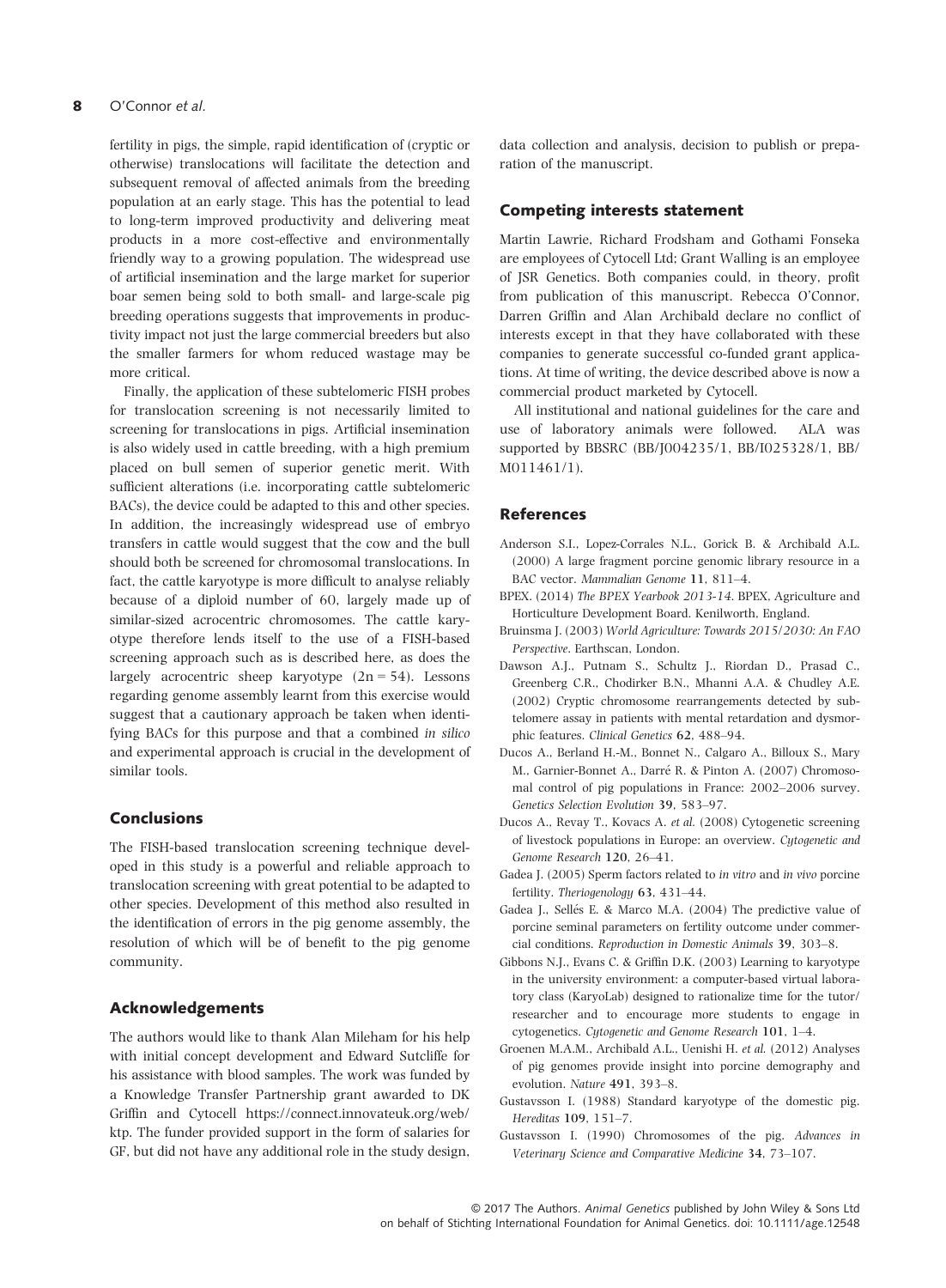fertility in pigs, the simple, rapid identification of (cryptic or otherwise) translocations will facilitate the detection and subsequent removal of affected animals from the breeding population at an early stage. This has the potential to lead to long-term improved productivity and delivering meat products in a more cost-effective and environmentally friendly way to a growing population. The widespread use of artificial insemination and the large market for superior boar semen being sold to both small- and large-scale pig breeding operations suggests that improvements in productivity impact not just the large commercial breeders but also the smaller farmers for whom reduced wastage may be more critical.

Finally, the application of these subtelomeric FISH probes for translocation screening is not necessarily limited to screening for translocations in pigs. Artificial insemination is also widely used in cattle breeding, with a high premium placed on bull semen of superior genetic merit. With sufficient alterations (i.e. incorporating cattle subtelomeric BACs), the device could be adapted to this and other species. In addition, the increasingly widespread use of embryo transfers in cattle would suggest that the cow and the bull should both be screened for chromosomal translocations. In fact, the cattle karyotype is more difficult to analyse reliably because of a diploid number of 60, largely made up of similar-sized acrocentric chromosomes. The cattle karyotype therefore lends itself to the use of a FISH-based screening approach such as is described here, as does the largely acrocentric sheep karyotype ($2n = 54$). Lessons regarding genome assembly learnt from this exercise would suggest that a cautionary approach be taken when identifying BACs for this purpose and that a combined *in silico* and experimental approach is crucial in the development of similar tools.

## Conclusions

The FISH-based translocation screening technique developed in this study is a powerful and reliable approach to translocation screening with great potential to be adapted to other species. Development of this method also resulted in the identification of errors in the pig genome assembly, the resolution of which will be of benefit to the pig genome community.

## Acknowledgements

The authors would like to thank Alan Mileham for his help with initial concept development and Edward Sutcliffe for his assistance with blood samples. The work was funded by a Knowledge Transfer Partnership grant awarded to DK Griffin and Cytocell https://connect.innovateuk.org/web/ktp. The funder provided support in the form of salaries for GF, but did not have any additional role in the study design, data collection and analysis, decision to publish or preparation of the manuscript.

## Competing interests statement

Martin Lawrie, Richard Frodsham and Gothami Fonseka are employees of Cytocell Ltd; Grant Walling is an employee of JSR Genetics. Both companies could, in theory, profit from publication of this manuscript. Rebecca O'Connor, Darren Griffin and Alan Archibald declare no conflict of interests except in that they have collaborated with these companies to generate successful co-funded grant applications. At time of writing, the device described above is now a commercial product marketed by Cytocell.

All institutional and national guidelines for the care and use of laboratory animals were followed. ALA was supported by BBSRC (BB/J004235/1, BB/I025328/1, BB/M011461/1).

## References

Anderson S.I., Lopez-Corrales N.L., Gorick B. & Archibald A.L. (2000) A large fragment porcine genomic library resource in a BAC vector. *Mammalian Genome* **11**, 811–4.

BPEX. (2014) *The BPEX Yearbook 2013-14*. BPEX, Agriculture and Horticulture Development Board. Kenilworth, England.

Bruinsma J. (2003) *World Agriculture: Towards 2015/2030: An FAO Perspective*. Earthscan, London.

Dawson A.J., Putnam S., Schultz J., Riordan D., Prasad C., Greenberg C.R., Chodirker B.N., Mhanni A.A. & Chudley A.E. (2002) Cryptic chromosome rearrangements detected by subtelomere assay in patients with mental retardation and dysmorphic features. *Clinical Genetics* **62**, 488–94.

Ducos A., Berland H.-M., Bonnet N., Calgaro A., Billoux S., Mary M., Garnier-Bonnet A., Darré R. & Pinton A. (2007) Chromosomal control of pig populations in France: 2002–2006 survey. *Genetics Selection Evolution* **39**, 583–97.

Ducos A., Revay T., Kovacs A. *et al.* (2008) Cytogenetic screening of livestock populations in Europe: an overview. *Cytogenetic and Genome Research* **120**, 26–41.

Gadea J. (2005) Sperm factors related to *in vitro* and *in vivo* porcine fertility. *Theriogenology* **63**, 431–44.

Gadea J., Sellés E. & Marco M.A. (2004) The predictive value of porcine seminal parameters on fertility outcome under commercial conditions. *Reproduction in Domestic Animals* **39**, 303–8.

Gibbons N.J., Evans C. & Griffin D.K. (2003) Learning to karyotype in the university environment: a computer-based virtual laboratory class (KaryoLab) designed to rationalize time for the tutor/researcher and to encourage more students to engage in cytogenetics. *Cytogenetic and Genome Research* **101**, 1–4.

Groenen M.A.M., Archibald A.L., Uenishi H. *et al.* (2012) Analyses of pig genomes provide insight into porcine demography and evolution. *Nature* **491**, 393–8.

Gustavsson I. (1988) Standard karyotype of the domestic pig. *Hereditas* **109**, 151–7.

Gustavsson I. (1990) Chromosomes of the pig. *Advances in Veterinary Science and Comparative Medicine* **34**, 73–107.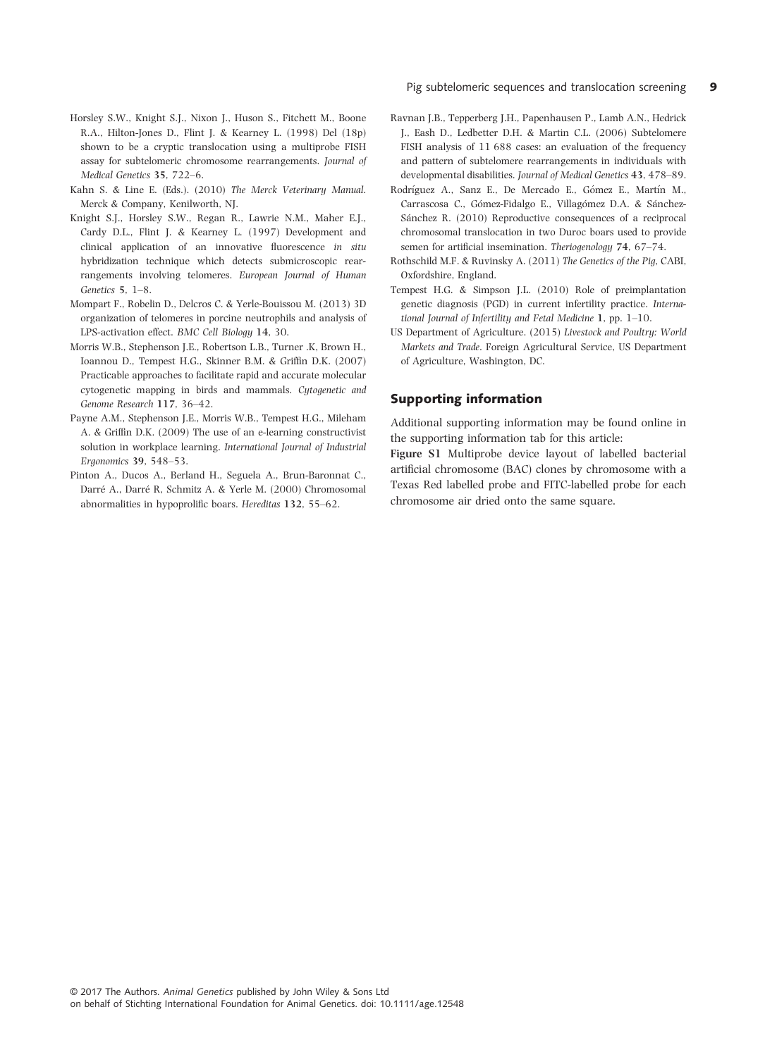Horsley S.W., Knight S.J., Nixon J., Huson S., Fitchett M., Boone R.A., Hilton-Jones D., Flint J. & Kearney L. (1998) Del (18p) shown to be a cryptic translocation using a multiprobe FISH assay for subtelomeric chromosome rearrangements. *Journal of Medical Genetics* **35**, 722–6.

Kahn S. & Line E. (Eds.). (2010) *The Merck Veterinary Manual*. Merck & Company, Kenilworth, NJ.

Knight S.J., Horsley S.W., Regan R., Lawrie N.M., Maher E.J., Cardy D.L., Flint J. & Kearney L. (1997) Development and clinical application of an innovative fluorescence *in situ* hybridization technique which detects submicroscopic rearrangements involving telomeres. *European Journal of Human Genetics* **5**, 1–8.

Mompart F., Robelin D., Delcros C. & Yerle-Bouissou M. (2013) 3D organization of telomeres in porcine neutrophils and analysis of LPS-activation effect. *BMC Cell Biology* **14**, 30.

Morris W.B., Stephenson J.E., Robertson L.B., Turner .K, Brown H., Ioannou D., Tempest H.G., Skinner B.M. & Griffin D.K. (2007) Practicable approaches to facilitate rapid and accurate molecular cytogenetic mapping in birds and mammals. *Cytogenetic and Genome Research* **117**, 36–42.

Payne A.M., Stephenson J.E., Morris W.B., Tempest H.G., Mileham A. & Griffin D.K. (2009) The use of an e-learning constructivist solution in workplace learning. *International Journal of Industrial Ergonomics* **39**, 548–53.

Pinton A., Ducos A., Berland H., Seguela A., Brun-Baronnat C., Darré A., Darré R, Schmitz A. & Yerle M. (2000) Chromosomal abnormalities in hypoprolific boars. *Hereditas* **132**, 55–62.

Ravnan J.B., Tepperberg J.H., Papenhausen P., Lamb A.N., Hedrick J., Eash D., Ledbetter D.H. & Martin C.L. (2006) Subtelomere FISH analysis of 11 688 cases: an evaluation of the frequency and pattern of subtelomere rearrangements in individuals with developmental disabilities. *Journal of Medical Genetics* **43**, 478–89.

Rodríguez A., Sanz E., De Mercado E., Gómez E., Martín M., Carrascosa C., Gómez-Fidalgo E., Villagómez D.A. & Sánchez-Sánchez R. (2010) Reproductive consequences of a reciprocal chromosomal translocation in two Duroc boars used to provide semen for artificial insemination. *Theriogenology* **74**, 67–74.

Rothschild M.F. & Ruvinsky A. (2011) *The Genetics of the Pig*, CABI, Oxfordshire, England.

Tempest H.G. & Simpson J.L. (2010) Role of preimplantation genetic diagnosis (PGD) in current infertility practice. *International Journal of Infertility and Fetal Medicine* **1**, pp. 1–10.

US Department of Agriculture. (2015) *Livestock and Poultry: World Markets and Trade*. Foreign Agricultural Service, US Department of Agriculture, Washington, DC.

## Supporting information

Additional supporting information may be found online in the supporting information tab for this article:

**Figure S1** Multiprobe device layout of labelled bacterial artificial chromosome (BAC) clones by chromosome with a Texas Red labelled probe and FITC-labelled probe for each chromosome air dried onto the same square.